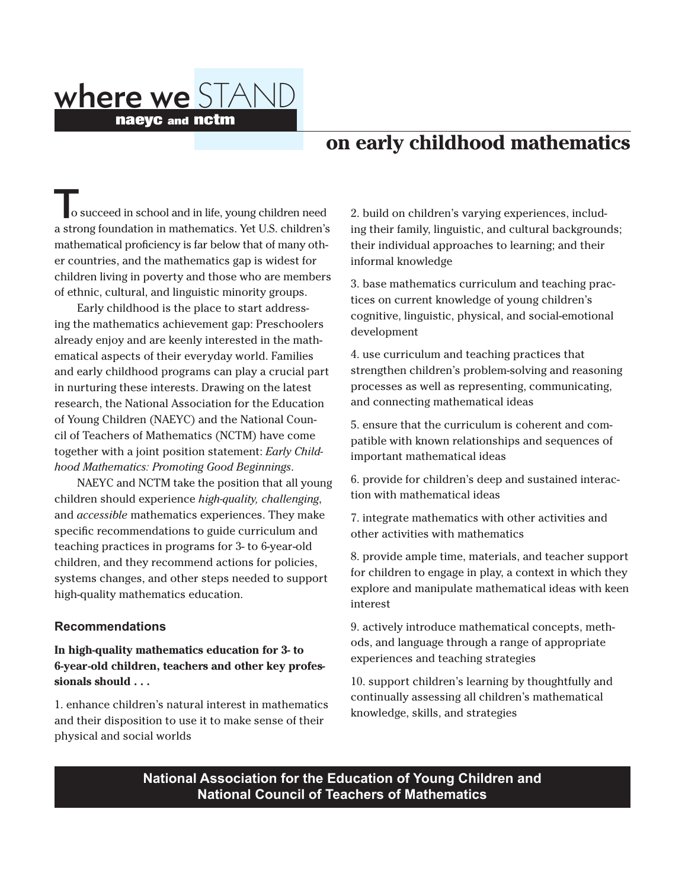# where we STAND

**naeyc and nctm**

## on early childhood mathematics

To succeed in school and in life, young children need a strong foundation in mathematics. Yet U.S. children's mathematical proficiency is far below that of many other countries, and the mathematics gap is widest for children living in poverty and those who are members of ethnic, cultural, and linguistic minority groups.

Early childhood is the place to start addressing the mathematics achievement gap: Preschoolers already enjoy and are keenly interested in the mathematical aspects of their everyday world. Families and early childhood programs can play a crucial part in nurturing these interests. Drawing on the latest research, the National Association for the Education of Young Children (NAEYC) and the National Council of Teachers of Mathematics (NCTM) have come together with a joint position statement: *Early Childhood Mathematics: Promoting Good Beginnings*.

NAEYC and NCTM take the position that all young children should experience *high-quality, challenging*, and *accessible* mathematics experiences. They make specific recommendations to guide curriculum and teaching practices in programs for 3- to 6-year-old children, and they recommend actions for policies, systems changes, and other steps needed to support high-quality mathematics education.

### Recommendations

**In high-quality mathematics education for 3- to 6-year-old children, teachers and other key professionals should . . .**

1. enhance children's natural interest in mathematics and their disposition to use it to make sense of their physical and social worlds

2. build on children's varying experiences, including their family, linguistic, and cultural backgrounds; their individual approaches to learning; and their informal knowledge

3. base mathematics curriculum and teaching practices on current knowledge of young children's cognitive, linguistic, physical, and social-emotional development

4. use curriculum and teaching practices that strengthen children's problem-solving and reasoning processes as well as representing, communicating, and connecting mathematical ideas

5. ensure that the curriculum is coherent and compatible with known relationships and sequences of important mathematical ideas

6. provide for children's deep and sustained interaction with mathematical ideas

7. integrate mathematics with other activities and other activities with mathematics

8. provide ample time, materials, and teacher support for children to engage in play, a context in which they explore and manipulate mathematical ideas with keen interest

9. actively introduce mathematical concepts, methods, and language through a range of appropriate experiences and teaching strategies

10. support children's learning by thoughtfully and continually assessing all children's mathematical knowledge, skills, and strategies

**National Association for the Education of Young Children and National Council of Teachers of Mathematics**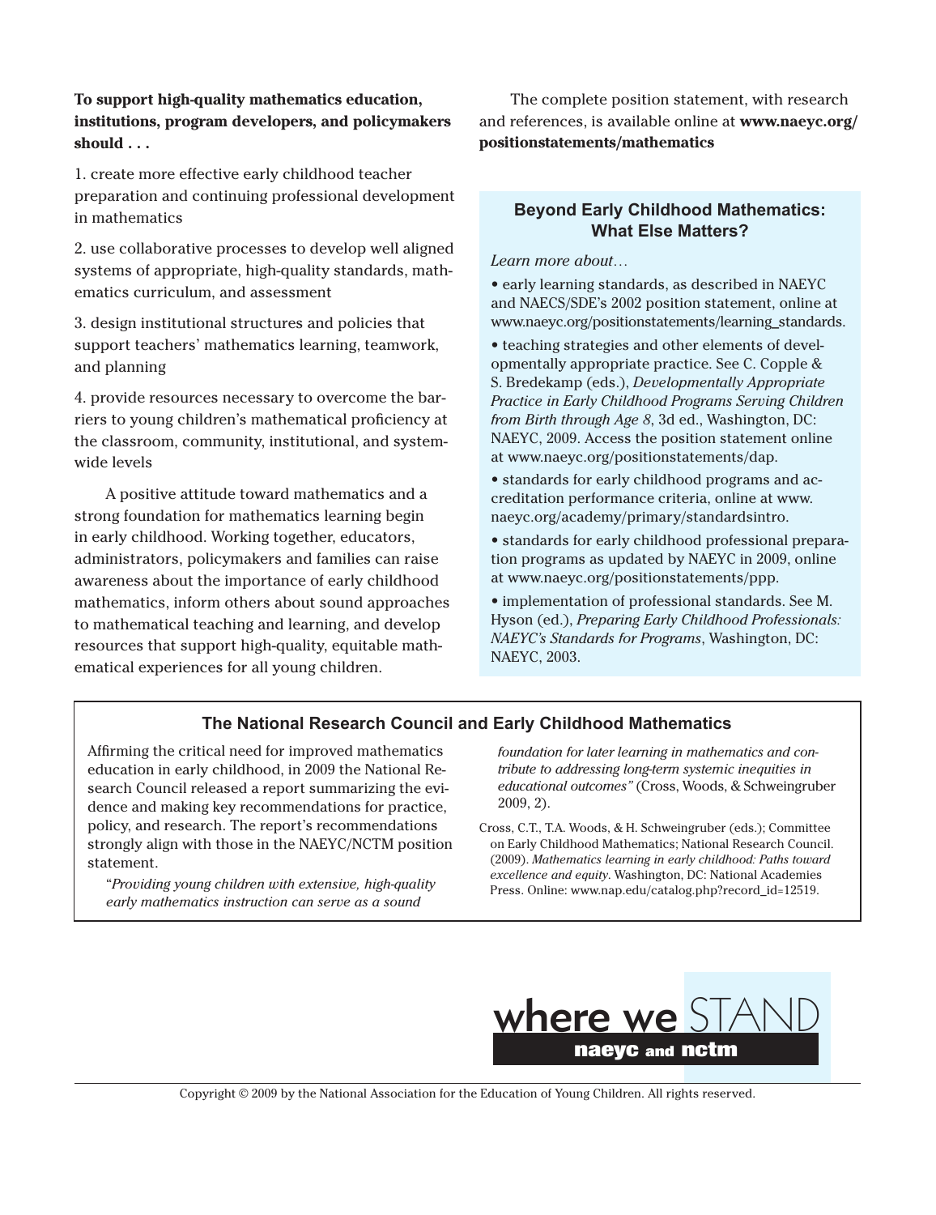**To support high-quality mathematics education, institutions, program developers, and policymakers should . . .**

1. create more effective early childhood teacher preparation and continuing professional development in mathematics

2. use collaborative processes to develop well aligned systems of appropriate, high-quality standards, mathematics curriculum, and assessment

3. design institutional structures and policies that support teachers' mathematics learning, teamwork, and planning

4. provide resources necessary to overcome the barriers to young children's mathematical proficiency at the classroom, community, institutional, and system-wide levels

A positive attitude toward mathematics and a strong foundation for mathematics learning begin in early childhood. Working together, educators, administrators, policymakers and families can raise awareness about the importance of early childhood mathematics, inform others about sound approaches to mathematical teaching and learning, and develop resources that support high-quality, equitable mathematical experiences for all young children.

The complete position statement, with research and references, is available online at **www.naeyc.org/positionstatements/mathematics**

### Beyond Early Childhood Mathematics: What Else Matters?

*Learn more about…*

- early learning standards, as described in NAEYC and NAECS/SDE's 2002 position statement, online at www.naeyc.org/positionstatements/learning_standards.
- teaching strategies and other elements of developmentally appropriate practice. See C. Copple & S. Bredekamp (eds.), *Developmentally Appropriate Practice in Early Childhood Programs Serving Children from Birth through Age 8*, 3d ed., Washington, DC: NAEYC, 2009. Access the position statement online at www.naeyc.org/positionstatements/dap.
- standards for early childhood programs and accreditation performance criteria, online at www.naeyc.org/academy/primary/standardsintro.
- standards for early childhood professional preparation programs as updated by NAEYC in 2009, online at www.naeyc.org/positionstatements/ppp.
- implementation of professional standards. See M. Hyson (ed.), *Preparing Early Childhood Professionals: NAEYC's Standards for Programs*, Washington, DC: NAEYC, 2003.

### The National Research Council and Early Childhood Mathematics

Affirming the critical need for improved mathematics education in early childhood, in 2009 the National Research Council released a report summarizing the evidence and making key recommendations for practice, policy, and research. The report's recommendations strongly align with those in the NAEYC/NCTM position statement.

"*Providing young children with extensive, high-quality early mathematics instruction can serve as a sound foundation for later learning in mathematics and contribute to addressing long-term systemic inequities in educational outcomes"* (Cross, Woods, & Schweingruber 2009, 2).

Cross, C.T., T.A. Woods, & H. Schweingruber (eds.); Committee on Early Childhood Mathematics; National Research Council. (2009). *Mathematics learning in early childhood: Paths toward excellence and equity*. Washington, DC: National Academies Press. Online: www.nap.edu/catalog.php?record_id=12519.

where we STAND

**naeyc and nctm**

Copyright © 2009 by the National Association for the Education of Young Children. All rights reserved.